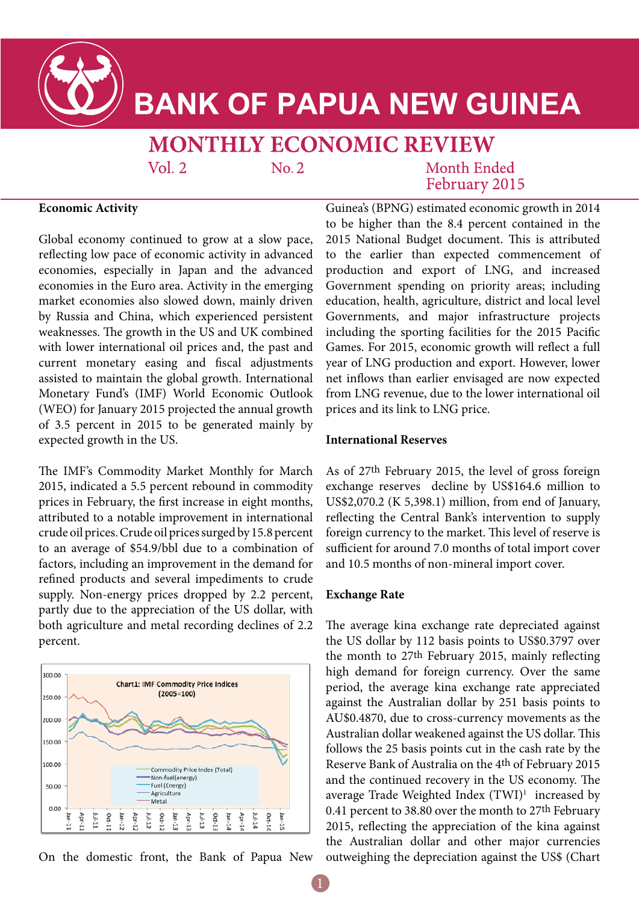# BANK OF PAPUA NEW GUINEA

## MONTHLY ECONOMIC REVIEW

Vol. 2 No. 2 Month Ended February 2015

### Economic Activity

Global economy continued to grow at a slow pace, reflecting low pace of economic activity in advanced economies, especially in Japan and the advanced economies in the Euro area. Activity in the emerging market economies also slowed down, mainly driven by Russia and China, which experienced persistent weaknesses. The growth in the US and UK combined with lower international oil prices and, the past and current monetary easing and fiscal adjustments assisted to maintain the global growth. International Monetary Fund's (IMF) World Economic Outlook (WEO) for January 2015 projected the annual growth of 3.5 percent in 2015 to be generated mainly by expected growth in the US.

The IMF's Commodity Market Monthly for March 2015, indicated a 5.5 percent rebound in commodity prices in February, the first increase in eight months, attributed to a notable improvement in international crude oil prices. Crude oil prices surged by 15.8 percent to an average of $54.9/bbl due to a combination of factors, including an improvement in the demand for refined products and several impediments to crude supply. Non-energy prices dropped by 2.2 percent, partly due to the appreciation of the US dollar, with both agriculture and metal recording declines of 2.2 percent.

Chart1: IMF Commodity Price Indices (2005=100)

On the domestic front, the Bank of Papua New Guinea's (BPNG) estimated economic growth in 2014 to be higher than the 8.4 percent contained in the 2015 National Budget document. This is attributed to the earlier than expected commencement of production and export of LNG, and increased Government spending on priority areas; including education, health, agriculture, district and local level Governments, and major infrastructure projects including the sporting facilities for the 2015 Pacific Games. For 2015, economic growth will reflect a full year of LNG production and export. However, lower net inflows than earlier envisaged are now expected from LNG revenue, due to the lower international oil prices and its link to LNG price.

### International Reserves

As of 27th February 2015, the level of gross foreign exchange reserves decline by US$164.6 million to US$2,070.2 (K 5,398.1) million, from end of January, reflecting the Central Bank's intervention to supply foreign currency to the market. This level of reserve is sufficient for around 7.0 months of total import cover and 10.5 months of non-mineral import cover.

### Exchange Rate

The average kina exchange rate depreciated against the US dollar by 112 basis points to US$0.3797 over the month to 27th February 2015, mainly reflecting high demand for foreign currency. Over the same period, the average kina exchange rate appreciated against the Australian dollar by 251 basis points to AU$0.4870, due to cross-currency movements as the Australian dollar weakened against the US dollar. This follows the 25 basis points cut in the cash rate by the Reserve Bank of Australia on the 4th of February 2015 and the continued recovery in the US economy. The average Trade Weighted Index (TWI)[1] increased by 0.41 percent to 38.80 over the month to 27th February 2015, reflecting the appreciation of the kina against the Australian dollar and other major currencies outweighing the depreciation against the US$ (Chart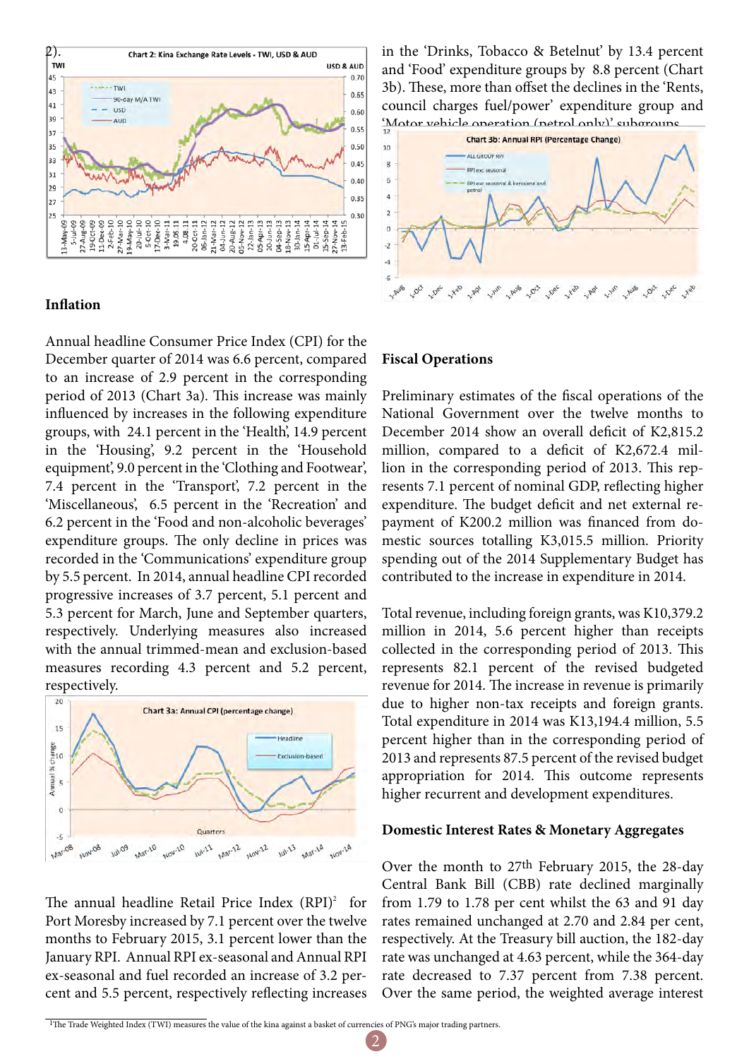2).

## Inflation

Annual headline Consumer Price Index (CPI) for the December quarter of 2014 was 6.6 percent, compared to an increase of 2.9 percent in the corresponding period of 2013 (Chart 3a). This increase was mainly influenced by increases in the following expenditure groups, with 24.1 percent in the 'Health', 14.9 percent in the 'Housing', 9.2 percent in the 'Household equipment', 9.0 percent in the 'Clothing and Footwear', 7.4 percent in the 'Transport', 7.2 percent in the 'Miscellaneous', 6.5 percent in the 'Recreation' and 6.2 percent in the 'Food and non-alcoholic beverages' expenditure groups. The only decline in prices was recorded in the 'Communications' expenditure group by 5.5 percent. In 2014, annual headline CPI recorded progressive increases of 3.7 percent, 5.1 percent and 5.3 percent for March, June and September quarters, respectively. Underlying measures also increased with the annual trimmed-mean and exclusion-based measures recording 4.3 percent and 5.2 percent, respectively.

The annual headline Retail Price Index (RPI)[2] for Port Moresby increased by 7.1 percent over the twelve months to February 2015, 3.1 percent lower than the January RPI. Annual RPI ex-seasonal and Annual RPI ex-seasonal and fuel recorded an increase of 3.2 percent and 5.5 percent, respectively reflecting increases in the 'Drinks, Tobacco & Betelnut' by 13.4 percent and 'Food' expenditure groups by 8.8 percent (Chart 3b). These, more than offset the declines in the 'Rents, council charges fuel/power' expenditure group and 'Motor vehicle operation (petrol only)' subgroups.

## Fiscal Operations

Preliminary estimates of the fiscal operations of the National Government over the twelve months to December 2014 show an overall deficit of K2,815.2 million, compared to a deficit of K2,672.4 million in the corresponding period of 2013. This represents 7.1 percent of nominal GDP, reflecting higher expenditure. The budget deficit and net external repayment of K200.2 million was financed from domestic sources totalling K3,015.5 million. Priority spending out of the 2014 Supplementary Budget has contributed to the increase in expenditure in 2014.

Total revenue, including foreign grants, was K10,379.2 million in 2014, 5.6 percent higher than receipts collected in the corresponding period of 2013. This represents 82.1 percent of the revised budgeted revenue for 2014. The increase in revenue is primarily due to higher non-tax receipts and foreign grants. Total expenditure in 2014 was K13,194.4 million, 5.5 percent higher than in the corresponding period of 2013 and represents 87.5 percent of the revised budget appropriation for 2014. This outcome represents higher recurrent and development expenditures.

## Domestic Interest Rates & Monetary Aggregates

Over the month to 27th February 2015, the 28-day Central Bank Bill (CBB) rate declined marginally from 1.79 to 1.78 per cent whilst the 63 and 91 day rates remained unchanged at 2.70 and 2.84 per cent, respectively. At the Treasury bill auction, the 182-day rate was unchanged at 4.63 percent, while the 364-day rate decreased to 7.37 percent from 7.38 percent. Over the same period, the weighted average interest

[1]The Trade Weighted Index (TWI) measures the value of the kina against a basket of currencies of PNG's major trading partners.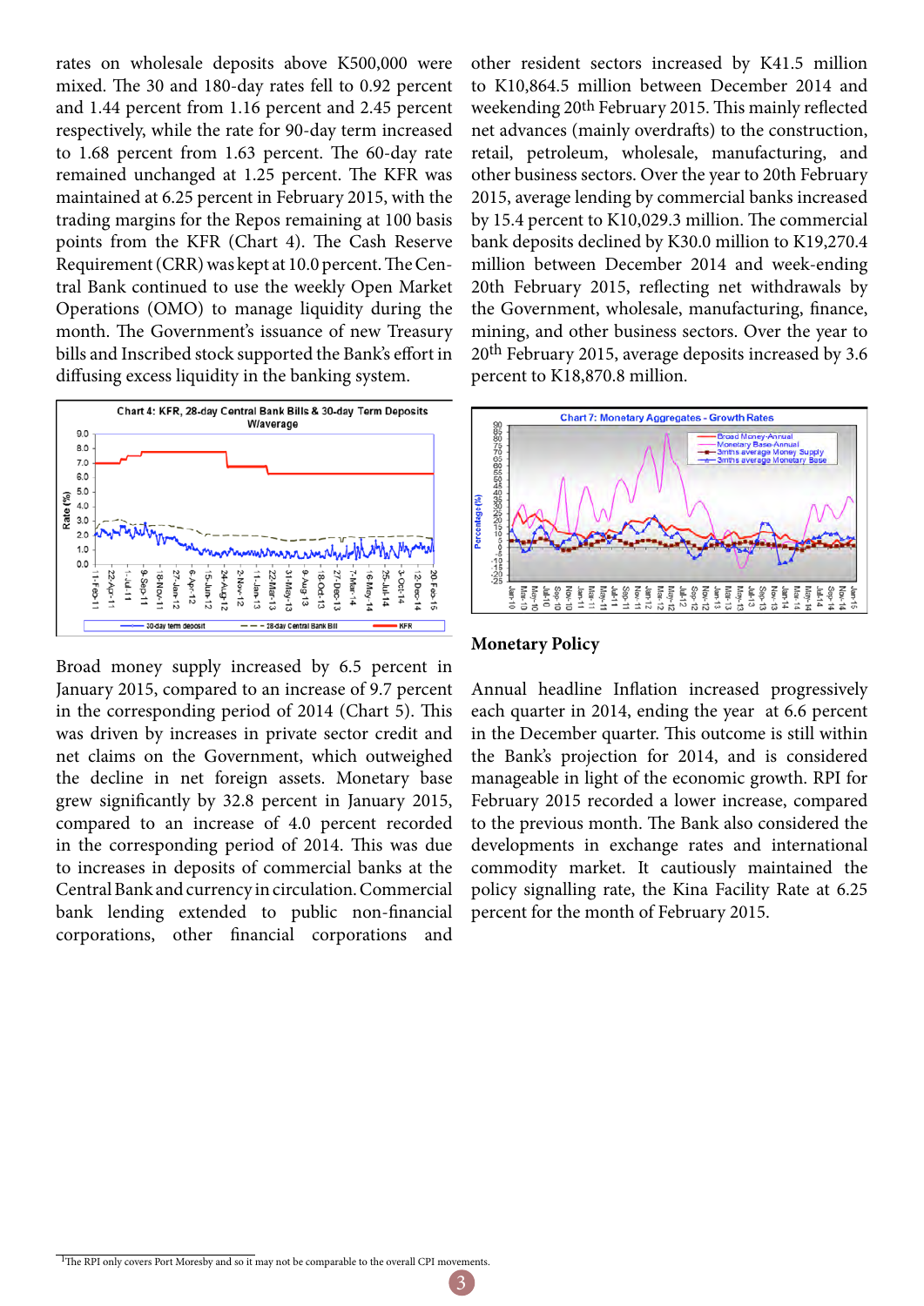rates on wholesale deposits above K500,000 were mixed. The 30 and 180-day rates fell to 0.92 percent and 1.44 percent from 1.16 percent and 2.45 percent respectively, while the rate for 90-day term increased to 1.68 percent from 1.63 percent. The 60-day rate remained unchanged at 1.25 percent. The KFR rate was maintained at 6.25 percent in February 2015, with the trading margins for the Repos remaining at 100 basis points from the KFR (Chart 4). The Cash Reserve Requirement (CRR) was kept at 10.0 percent. The Central Bank continued to use the weekly Open Market Operations (OMO) to manage liquidity during the month. The Government's issuance of new Treasury bills and Inscribed stock supported the Bank's effort in diffusing excess liquidity in the banking system.

Chart 4: KFR, 28-day Central Bank Bills & 30-day Term Deposits W/average

Broad money supply increased by 6.5 percent in January 2015, compared to an increase of 9.7 percent in the corresponding period of 2014 (Chart 5). This was driven by increases in private sector credit and net claims on the Government, which outweighed the decline in net foreign assets. Monetary base grew significantly by 32.8 percent in January 2015, compared to an increase of 4.0 percent recorded in the corresponding period of 2014. This was due to increases in deposits of commercial banks at the Central Bank and currency in circulation. Commercial bank lending extended to public non-financial corporations, other financial corporations and other resident sectors increased by K41.5 million to K10,864.5 million between December 2014 and weekending 20th February 2015. This mainly reflected net advances (mainly overdrafts) to the construction, retail, petroleum, wholesale, manufacturing, and other business sectors. Over the year to 20th February 2015, average lending by commercial banks increased by 15.4 percent to K10,029.3 million. The commercial bank deposits declined by K30.0 million to K19,270.4 million between December 2014 and week-ending 20th February 2015, reflecting net withdrawals by the Government, wholesale, manufacturing, finance, mining, and other business sectors. Over the year to 20th February 2015, average deposits increased by 3.6 percent to K18,870.8 million.

Chart 7: Monetary Aggregates - Growth Rates

## Monetary Policy

Annual headline Inflation increased progressively each quarter in 2014, ending the year at 6.6 percent in the December quarter. This outcome is still within the Bank's projection for 2014, and is considered manageable in light of the economic growth. RPI for February 2015 recorded a lower increase, compared to the previous month. The Bank also considered the developments in exchange rates and international commodity market. It cautiously maintained the policy signalling rate, the Kina Facility Rate at 6.25 percent for the month of February 2015.

[1] The RPI only covers Port Moresby and so it may not be comparable to the overall CPI movements.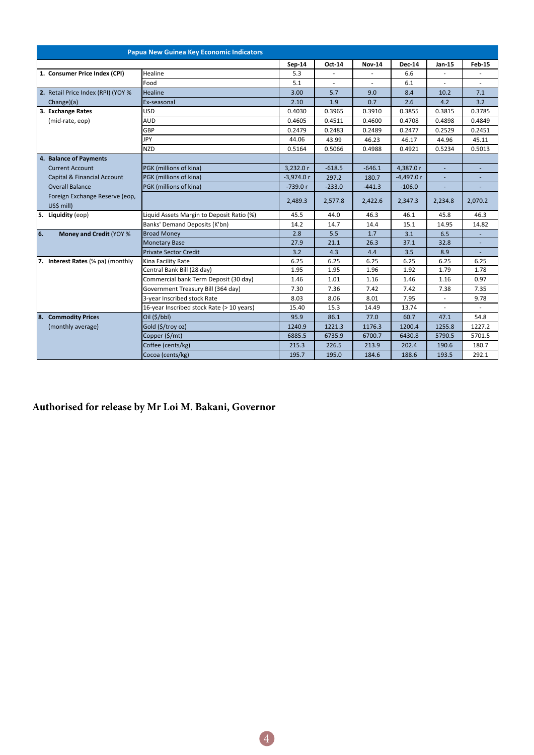| Papua New Guinea Key Economic Indicators | | | | | | | |
|---|---|---|---|---|---|---|---|
| | | Sep-14 | Oct-14 | Nov-14 | Dec-14 | Jan-15 | Feb-15 |
| 1. Consumer Price Index (CPI) | Healine | 5.3 | - | - | 6.6 | - | - |
| | Food | 5.1 | - | - | 6.1 | - | - |
| 2. Retail Price Index (RPI) (YOY % | Healine | 3.00 | 5.7 | 9.0 | 8.4 | 10.2 | 7.1 |
| Change)(a) | Ex-seasonal | 2.10 | 1.9 | 0.7 | 2.6 | 4.2 | 3.2 |
| 3. Exchange Rates | USD | 0.4030 | 0.3965 | 0.3910 | 0.3855 | 0.3815 | 0.3785 |
| (mid-rate, eop) | AUD | 0.4605 | 0.4511 | 0.4600 | 0.4708 | 0.4898 | 0.4849 |
| | GBP | 0.2479 | 0.2483 | 0.2489 | 0.2477 | 0.2529 | 0.2451 |
| | JPY | 44.06 | 43.99 | 46.23 | 46.17 | 44.96 | 45.11 |
| | NZD | 0.5164 | 0.5066 | 0.4988 | 0.4921 | 0.5234 | 0.5013 |
| 4. Balance of Payments | | | | | | | |
| Current Account | PGK (millions of kina) | 3,232.0 r | -618.5 | -646.1 | 4,387.0 r | - | - |
| Capital & Financial Account | PGK (millions of kina) | -3,974.0 r | 297.2 | 180.7 | -4,497.0 r | - | - |
| Overall Balance | PGK (millions of kina) | -739.0 r | -233.0 | -441.3 | -106.0 | - | - |
| Foreign Exchange Reserve (eop, US$ mill) | | 2,489.3 | 2,577.8 | 2,422.6 | 2,347.3 | 2,234.8 | 2,070.2 |
| 5. Liquidity (eop) | Liquid Assets Margin to Deposit Ratio (%) | 45.5 | 44.0 | 46.3 | 46.1 | 45.8 | 46.3 |
| | Banks' Demand Deposits (K'bn) | 14.2 | 14.7 | 14.4 | 15.1 | 14.95 | 14.82 |
| 6. Money and Credit (YOY % | Broad Money | 2.8 | 5.5 | 1.7 | 3.1 | 6.5 | - |
| | Monetary Base | 27.9 | 21.1 | 26.3 | 37.1 | 32.8 | - |
| | Private Sector Credit | 3.2 | 4.3 | 4.4 | 3.5 | 8.9 | - |
| 7. Interest Rates (% pa) (monthly | Kina Facility Rate | 6.25 | 6.25 | 6.25 | 6.25 | 6.25 | 6.25 |
| | Central Bank Bill (28 day) | 1.95 | 1.95 | 1.96 | 1.92 | 1.79 | 1.78 |
| | Commercial bank Term Deposit (30 day) | 1.46 | 1.01 | 1.16 | 1.46 | 1.16 | 0.97 |
| | Government Treasury Bill (364 day) | 7.30 | 7.36 | 7.42 | 7.42 | 7.38 | 7.35 |
| | 3-year Inscribed stock Rate | 8.03 | 8.06 | 8.01 | 7.95 | - | 9.78 |
| | 16-year Inscribed stock Rate (> 10 years) | 15.40 | 15.3 | 14.49 | 13.74 | - | - |
| 8. Commodity Prices | Oil ($/bbl) | 95.9 | 86.1 | 77.0 | 60.7 | 47.1 | 54.8 |
| (monthly average) | Gold ($/troy oz) | 1240.9 | 1221.3 | 1176.3 | 1200.4 | 1255.8 | 1227.2 |
| | Copper ($/mt) | 6885.5 | 6735.9 | 6700.7 | 6430.8 | 5790.5 | 5701.5 |
| | Coffee (cents/kg) | 215.3 | 226.5 | 213.9 | 202.4 | 190.6 | 180.7 |
| | Cocoa (cents/kg) | 195.7 | 195.0 | 184.6 | 188.6 | 193.5 | 292.1 |

**Authorised for release by Mr Loi M. Bakani, Governor**